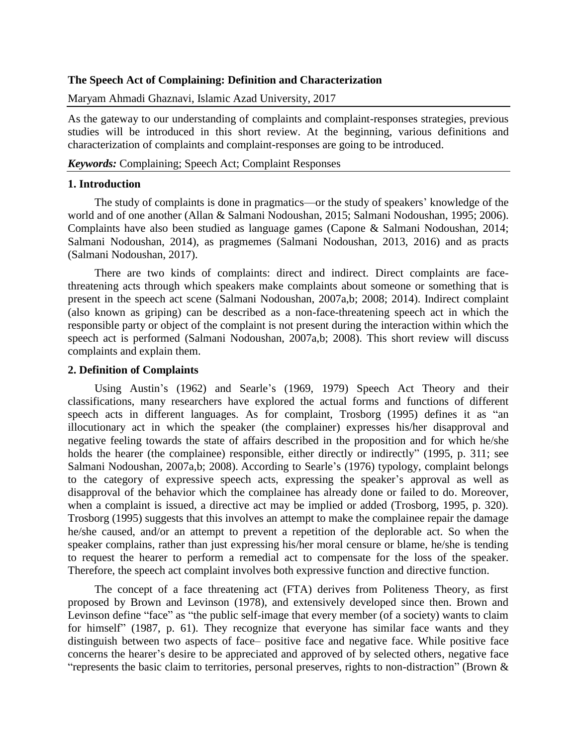**The Speech Act of Complaining: Definition and Characterization**

Maryam Ahmadi Ghaznavi, Islamic Azad University, 2017

As the gateway to our understanding of complaints and complaint-responses strategies, previous studies will be introduced in this short review. At the beginning, various definitions and characterization of complaints and complaint-responses are going to be introduced.

***Keywords:*** Complaining; Speech Act; Complaint Responses

## 1. Introduction

The study of complaints is done in pragmatics—or the study of speakers' knowledge of the world and of one another (Allan & Salmani Nodoushan, 2015; Salmani Nodoushan, 1995; 2006). Complaints have also been studied as language games (Capone & Salmani Nodoushan, 2014; Salmani Nodoushan, 2014), as pragmemes (Salmani Nodoushan, 2013, 2016) and as practs (Salmani Nodoushan, 2017).

There are two kinds of complaints: direct and indirect. Direct complaints are face-threatening acts through which speakers make complaints about someone or something that is present in the speech act scene (Salmani Nodoushan, 2007a,b; 2008; 2014). Indirect complaint (also known as griping) can be described as a non-face-threatening speech act in which the responsible party or object of the complaint is not present during the interaction within which the speech act is performed (Salmani Nodoushan, 2007a,b; 2008). This short review will discuss complaints and explain them.

## 2. Definition of Complaints

Using Austin's (1962) and Searle's (1969, 1979) Speech Act Theory and their classifications, many researchers have explored the actual forms and functions of different speech acts in different languages. As for complaint, Trosborg (1995) defines it as "an illocutionary act in which the speaker (the complainer) expresses his/her disapproval and negative feeling towards the state of affairs described in the proposition and for which he/she holds the hearer (the complainee) responsible, either directly or indirectly" (1995, p. 311; see Salmani Nodoushan, 2007a,b; 2008). According to Searle's (1976) typology, complaint belongs to the category of expressive speech acts, expressing the speaker's approval as well as disapproval of the behavior which the complainee has already done or failed to do. Moreover, when a complaint is issued, a directive act may be implied or added (Trosborg, 1995, p. 320). Trosborg (1995) suggests that this involves an attempt to make the complainee repair the damage he/she caused, and/or an attempt to prevent a repetition of the deplorable act. So when the speaker complains, rather than just expressing his/her moral censure or blame, he/she is tending to request the hearer to perform a remedial act to compensate for the loss of the speaker. Therefore, the speech act complaint involves both expressive function and directive function.

The concept of a face threatening act (FTA) derives from Politeness Theory, as first proposed by Brown and Levinson (1978), and extensively developed since then. Brown and Levinson define "face" as "the public self-image that every member (of a society) wants to claim for himself" (1987, p. 61). They recognize that everyone has similar face wants and they distinguish between two aspects of face– positive face and negative face. While positive face concerns the hearer's desire to be appreciated and approved of by selected others, negative face "represents the basic claim to territories, personal preserves, rights to non-distraction" (Brown &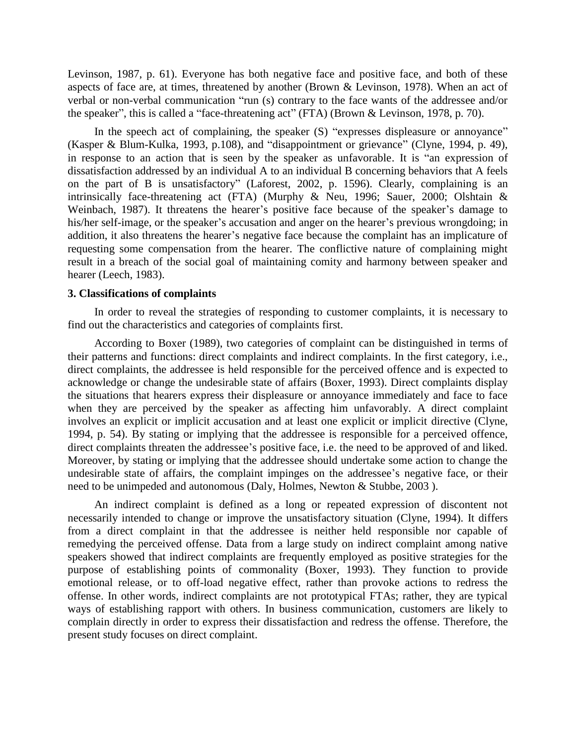Levinson, 1987, p. 61). Everyone has both negative face and positive face, and both of these aspects of face are, at times, threatened by another (Brown & Levinson, 1978). When an act of verbal or non-verbal communication "run (s) contrary to the face wants of the addressee and/or the speaker", this is called a "face-threatening act" (FTA) (Brown & Levinson, 1978, p. 70).

In the speech act of complaining, the speaker (S) "expresses displeasure or annoyance" (Kasper & Blum-Kulka, 1993, p.108), and "disappointment or grievance" (Clyne, 1994, p. 49), in response to an action that is seen by the speaker as unfavorable. It is "an expression of dissatisfaction addressed by an individual A to an individual B concerning behaviors that A feels on the part of B is unsatisfactory" (Laforest, 2002, p. 1596). Clearly, complaining is an intrinsically face-threatening act (FTA) (Murphy & Neu, 1996; Sauer, 2000; Olshtain & Weinbach, 1987). It threatens the hearer's positive face because of the speaker's damage to his/her self-image, or the speaker's accusation and anger on the hearer's previous wrongdoing; in addition, it also threatens the hearer's negative face because the complaint has an implicature of requesting some compensation from the hearer. The conflictive nature of complaining might result in a breach of the social goal of maintaining comity and harmony between speaker and hearer (Leech, 1983).

### 3. Classifications of complaints

In order to reveal the strategies of responding to customer complaints, it is necessary to find out the characteristics and categories of complaints first.

According to Boxer (1989), two categories of complaint can be distinguished in terms of their patterns and functions: direct complaints and indirect complaints. In the first category, i.e., direct complaints, the addressee is held responsible for the perceived offence and is expected to acknowledge or change the undesirable state of affairs (Boxer, 1993). Direct complaints display the situations that hearers express their displeasure or annoyance immediately and face to face when they are perceived by the speaker as affecting him unfavorably. A direct complaint involves an explicit or implicit accusation and at least one explicit or implicit directive (Clyne, 1994, p. 54). By stating or implying that the addressee is responsible for a perceived offence, direct complaints threaten the addressee's positive face, i.e. the need to be approved of and liked. Moreover, by stating or implying that the addressee should undertake some action to change the undesirable state of affairs, the complaint impinges on the addressee's negative face, or their need to be unimpeded and autonomous (Daly, Holmes, Newton & Stubbe, 2003 ).

An indirect complaint is defined as a long or repeated expression of discontent not necessarily intended to change or improve the unsatisfactory situation (Clyne, 1994). It differs from a direct complaint in that the addressee is neither held responsible nor capable of remedying the perceived offense. Data from a large study on indirect complaint among native speakers showed that indirect complaints are frequently employed as positive strategies for the purpose of establishing points of commonality (Boxer, 1993). They function to provide emotional release, or to off-load negative effect, rather than provoke actions to redress the offense. In other words, indirect complaints are not prototypical FTAs; rather, they are typical ways of establishing rapport with others. In business communication, customers are likely to complain directly in order to express their dissatisfaction and redress the offense. Therefore, the present study focuses on direct complaint.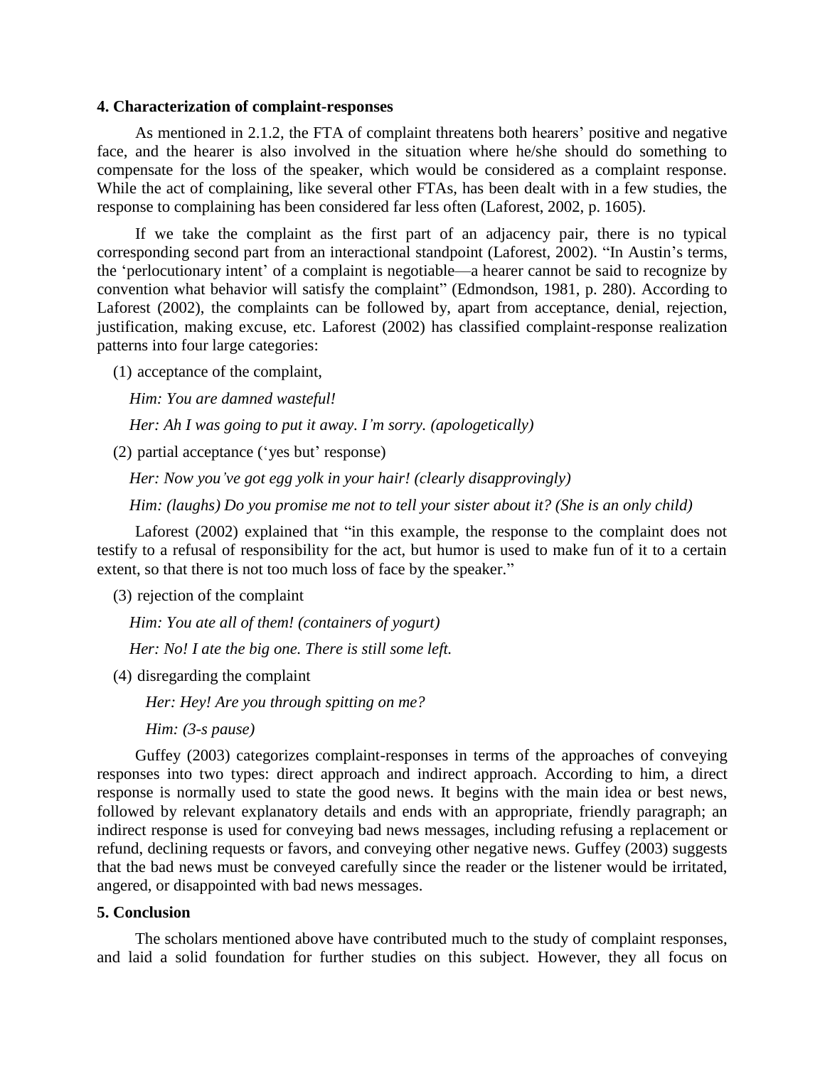## 4. Characterization of complaint-responses

As mentioned in 2.1.2, the FTA of complaint threatens both hearers' positive and negative face, and the hearer is also involved in the situation where he/she should do something to compensate for the loss of the speaker, which would be considered as a complaint response. While the act of complaining, like several other FTAs, has been dealt with in a few studies, the response to complaining has been considered far less often (Laforest, 2002, p. 1605).

If we take the complaint as the first part of an adjacency pair, there is no typical corresponding second part from an interactional standpoint (Laforest, 2002). "In Austin's terms, the 'perlocutionary intent' of a complaint is negotiable—a hearer cannot be said to recognize by convention what behavior will satisfy the complaint" (Edmondson, 1981, p. 280). According to Laforest (2002), the complaints can be followed by, apart from acceptance, denial, rejection, justification, making excuse, etc. Laforest (2002) has classified complaint-response realization patterns into four large categories:

(1) acceptance of the complaint,

*Him: You are damned wasteful!*

*Her: Ah I was going to put it away. I'm sorry. (apologetically)*

(2) partial acceptance ('yes but' response)

*Her: Now you've got egg yolk in your hair! (clearly disapprovingly)*

*Him: (laughs) Do you promise me not to tell your sister about it? (She is an only child)*

Laforest (2002) explained that "in this example, the response to the complaint does not testify to a refusal of responsibility for the act, but humor is used to make fun of it to a certain extent, so that there is not too much loss of face by the speaker."

(3) rejection of the complaint

*Him: You ate all of them! (containers of yogurt)*

*Her: No! I ate the big one. There is still some left.*

(4) disregarding the complaint

*Her: Hey! Are you through spitting on me?*

*Him: (3-s pause)*

Guffey (2003) categorizes complaint-responses in terms of the approaches of conveying responses into two types: direct approach and indirect approach. According to him, a direct response is normally used to state the good news. It begins with the main idea or best news, followed by relevant explanatory details and ends with an appropriate, friendly paragraph; an indirect response is used for conveying bad news messages, including refusing a replacement or refund, declining requests or favors, and conveying other negative news. Guffey (2003) suggests that the bad news must be conveyed carefully since the reader or the listener would be irritated, angered, or disappointed with bad news messages.

## 5. Conclusion

The scholars mentioned above have contributed much to the study of complaint responses, and laid a solid foundation for further studies on this subject. However, they all focus on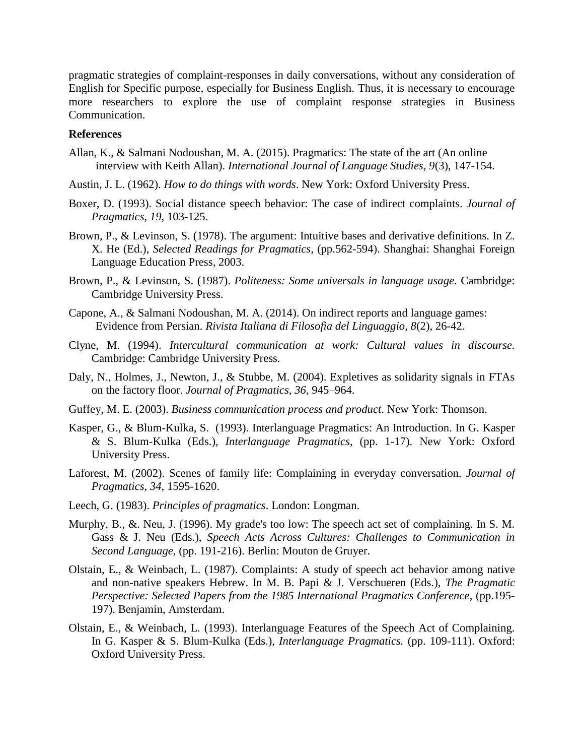pragmatic strategies of complaint-responses in daily conversations, without any consideration of English for Specific purpose, especially for Business English. Thus, it is necessary to encourage more researchers to explore the use of complaint response strategies in Business Communication.

**References**

Allan, K., & Salmani Nodoushan, M. A. (2015). Pragmatics: The state of the art (An online interview with Keith Allan). *International Journal of Language Studies, 9*(3), 147-154.

Austin, J. L. (1962). *How to do things with words*. New York: Oxford University Press.

Boxer, D. (1993). Social distance speech behavior: The case of indirect complaints. *Journal of Pragmatics*, *19*, 103-125.

Brown, P., & Levinson, S. (1978). The argument: Intuitive bases and derivative definitions. In Z. X. He (Ed.), *Selected Readings for Pragmatics*, (pp.562-594). Shanghai: Shanghai Foreign Language Education Press, 2003.

Brown, P., & Levinson, S. (1987). *Politeness: Some universals in language usage*. Cambridge: Cambridge University Press.

Capone, A., & Salmani Nodoushan, M. A. (2014). On indirect reports and language games: Evidence from Persian. *Rivista Italiana di Filosofia del Linguaggio, 8*(2), 26-42.

Clyne, M. (1994). *Intercultural communication at work: Cultural values in discourse.* Cambridge: Cambridge University Press.

Daly, N., Holmes, J., Newton, J., & Stubbe, M. (2004). Expletives as solidarity signals in FTAs on the factory floor. *Journal of Pragmatics*, *36*, 945–964.

Guffey, M. E. (2003). *Business communication process and product*. New York: Thomson.

Kasper, G., & Blum-Kulka, S. (1993). Interlanguage Pragmatics: An Introduction. In G. Kasper & S. Blum-Kulka (Eds.), *Interlanguage Pragmatics*, (pp. 1-17). New York: Oxford University Press.

Laforest, M. (2002). Scenes of family life: Complaining in everyday conversation. *Journal of Pragmatics, 34*, 1595-1620.

Leech, G. (1983). *Principles of pragmatics*. London: Longman.

Murphy, B., &. Neu, J. (1996). My grade's too low: The speech act set of complaining. In S. M. Gass & J. Neu (Eds.), *Speech Acts Across Cultures: Challenges to Communication in Second Language,* (pp. 191-216). Berlin: Mouton de Gruyer.

Olstain, E., & Weinbach, L. (1987). Complaints: A study of speech act behavior among native and non-native speakers Hebrew. In M. B. Papi & J. Verschueren (Eds.), *The Pragmatic Perspective: Selected Papers from the 1985 International Pragmatics Conference*, (pp.195-197). Benjamin, Amsterdam.

Olstain, E., & Weinbach, L. (1993). Interlanguage Features of the Speech Act of Complaining. In G. Kasper & S. Blum-Kulka (Eds.), *Interlanguage Pragmatics.* (pp. 109-111). Oxford: Oxford University Press.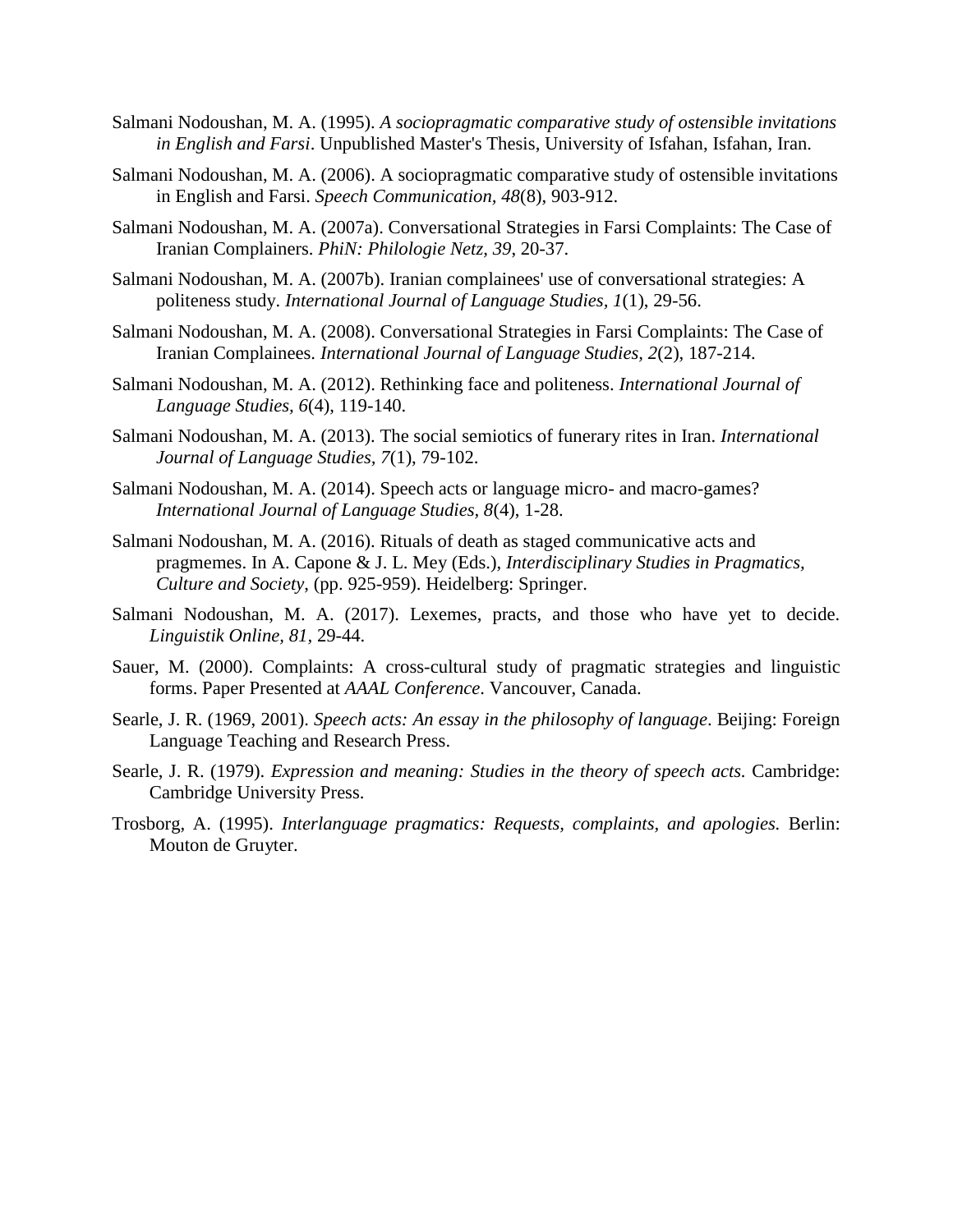Salmani Nodoushan, M. A. (1995). *A sociopragmatic comparative study of ostensible invitations in English and Farsi*. Unpublished Master's Thesis, University of Isfahan, Isfahan, Iran.

Salmani Nodoushan, M. A. (2006). A sociopragmatic comparative study of ostensible invitations in English and Farsi. *Speech Communication, 48*(8), 903-912.

Salmani Nodoushan, M. A. (2007a). Conversational Strategies in Farsi Complaints: The Case of Iranian Complainers. *PhiN: Philologie Netz, 39*, 20-37.

Salmani Nodoushan, M. A. (2007b). Iranian complainees' use of conversational strategies: A politeness study. *International Journal of Language Studies, 1*(1), 29-56.

Salmani Nodoushan, M. A. (2008). Conversational Strategies in Farsi Complaints: The Case of Iranian Complainees. *International Journal of Language Studies, 2*(2), 187-214.

Salmani Nodoushan, M. A. (2012). Rethinking face and politeness. *International Journal of Language Studies, 6*(4), 119-140.

Salmani Nodoushan, M. A. (2013). The social semiotics of funerary rites in Iran. *International Journal of Language Studies, 7*(1), 79-102.

Salmani Nodoushan, M. A. (2014). Speech acts or language micro- and macro-games? *International Journal of Language Studies, 8*(4), 1-28.

Salmani Nodoushan, M. A. (2016). Rituals of death as staged communicative acts and pragmemes. In A. Capone & J. L. Mey (Eds.), *Interdisciplinary Studies in Pragmatics, Culture and Society*, (pp. 925-959). Heidelberg: Springer.

Salmani Nodoushan, M. A. (2017). Lexemes, practs, and those who have yet to decide. *Linguistik Online, 81*, 29-44.

Sauer, M. (2000). Complaints: A cross-cultural study of pragmatic strategies and linguistic forms. Paper Presented at *AAAL Conference*. Vancouver, Canada.

Searle, J. R. (1969, 2001). *Speech acts: An essay in the philosophy of language*. Beijing: Foreign Language Teaching and Research Press.

Searle, J. R. (1979). *Expression and meaning: Studies in the theory of speech acts.* Cambridge: Cambridge University Press.

Trosborg, A. (1995). *Interlanguage pragmatics: Requests, complaints, and apologies.* Berlin: Mouton de Gruyter.